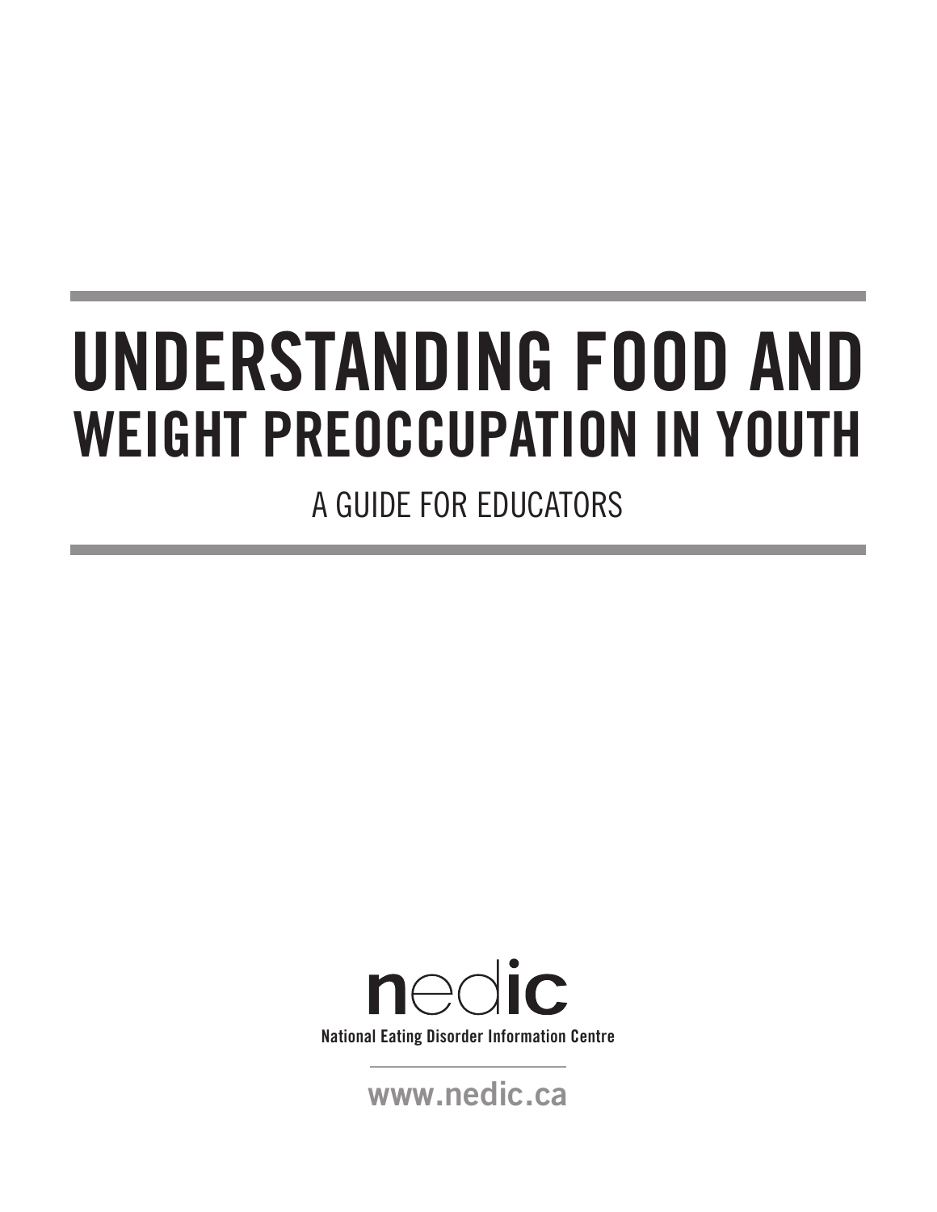# UNDERSTANDING FOOD AND WEIGHT PREOCCUPATION IN YOUTH

## A GUIDE FOR EDUCATORS

**nedic**

**National Eating Disorder Information Centre**

**www.nedic.ca**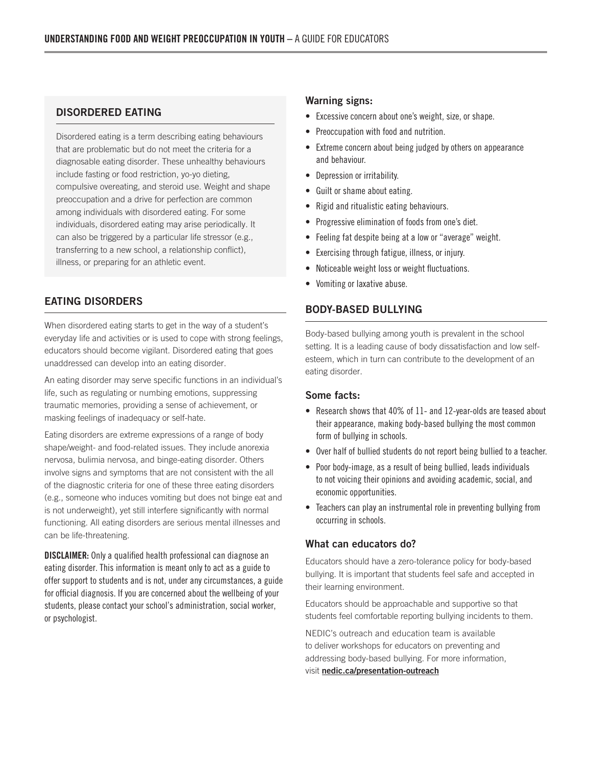## DISORDERED EATING

Disordered eating is a term describing eating behaviours that are problematic but do not meet the criteria for a diagnosable eating disorder. These unhealthy behaviours include fasting or food restriction, yo-yo dieting, compulsive overeating, and steroid use. Weight and shape preoccupation and a drive for perfection are common among individuals with disordered eating. For some individuals, disordered eating may arise periodically. It can also be triggered by a particular life stressor (e.g., transferring to a new school, a relationship conflict), illness, or preparing for an athletic event.

## EATING DISORDERS

When disordered eating starts to get in the way of a student's everyday life and activities or is used to cope with strong feelings, educators should become vigilant. Disordered eating that goes unaddressed can develop into an eating disorder.

An eating disorder may serve specific functions in an individual's life, such as regulating or numbing emotions, suppressing traumatic memories, providing a sense of achievement, or masking feelings of inadequacy or self-hate.

Eating disorders are extreme expressions of a range of body shape/weight- and food-related issues. They include anorexia nervosa, bulimia nervosa, and binge-eating disorder. Others involve signs and symptoms that are not consistent with the all of the diagnostic criteria for one of these three eating disorders (e.g., someone who induces vomiting but does not binge eat and is not underweight), yet still interfere significantly with normal functioning. All eating disorders are serious mental illnesses and can be life-threatening.

**DISCLAIMER:** Only a qualified health professional can diagnose an eating disorder. This information is meant only to act as a guide to offer support to students and is not, under any circumstances, a guide for official diagnosis. If you are concerned about the wellbeing of your students, please contact your school's administration, social worker, or psychologist.

### Warning signs:

- Excessive concern about one's weight, size, or shape.
- Preoccupation with food and nutrition.
- Extreme concern about being judged by others on appearance and behaviour.
- Depression or irritability.
- Guilt or shame about eating.
- Rigid and ritualistic eating behaviours.
- Progressive elimination of foods from one's diet.
- Feeling fat despite being at a low or "average" weight.
- Exercising through fatigue, illness, or injury.
- Noticeable weight loss or weight fluctuations.
- Vomiting or laxative abuse.

## BODY-BASED BULLYING

Body-based bullying among youth is prevalent in the school setting. It is a leading cause of body dissatisfaction and low self-esteem, which in turn can contribute to the development of an eating disorder.

### Some facts:

- Research shows that 40% of 11- and 12-year-olds are teased about their appearance, making body-based bullying the most common form of bullying in schools.
- Over half of bullied students do not report being bullied to a teacher.
- Poor body-image, as a result of being bullied, leads individuals to not voicing their opinions and avoiding academic, social, and economic opportunities.
- Teachers can play an instrumental role in preventing bullying from occurring in schools.

### What can educators do?

Educators should have a zero-tolerance policy for body-based bullying. It is important that students feel safe and accepted in their learning environment.

Educators should be approachable and supportive so that students feel comfortable reporting bullying incidents to them.

NEDIC's outreach and education team is available to deliver workshops for educators on preventing and addressing body-based bullying. For more information, visit **nedic.ca/presentation-outreach**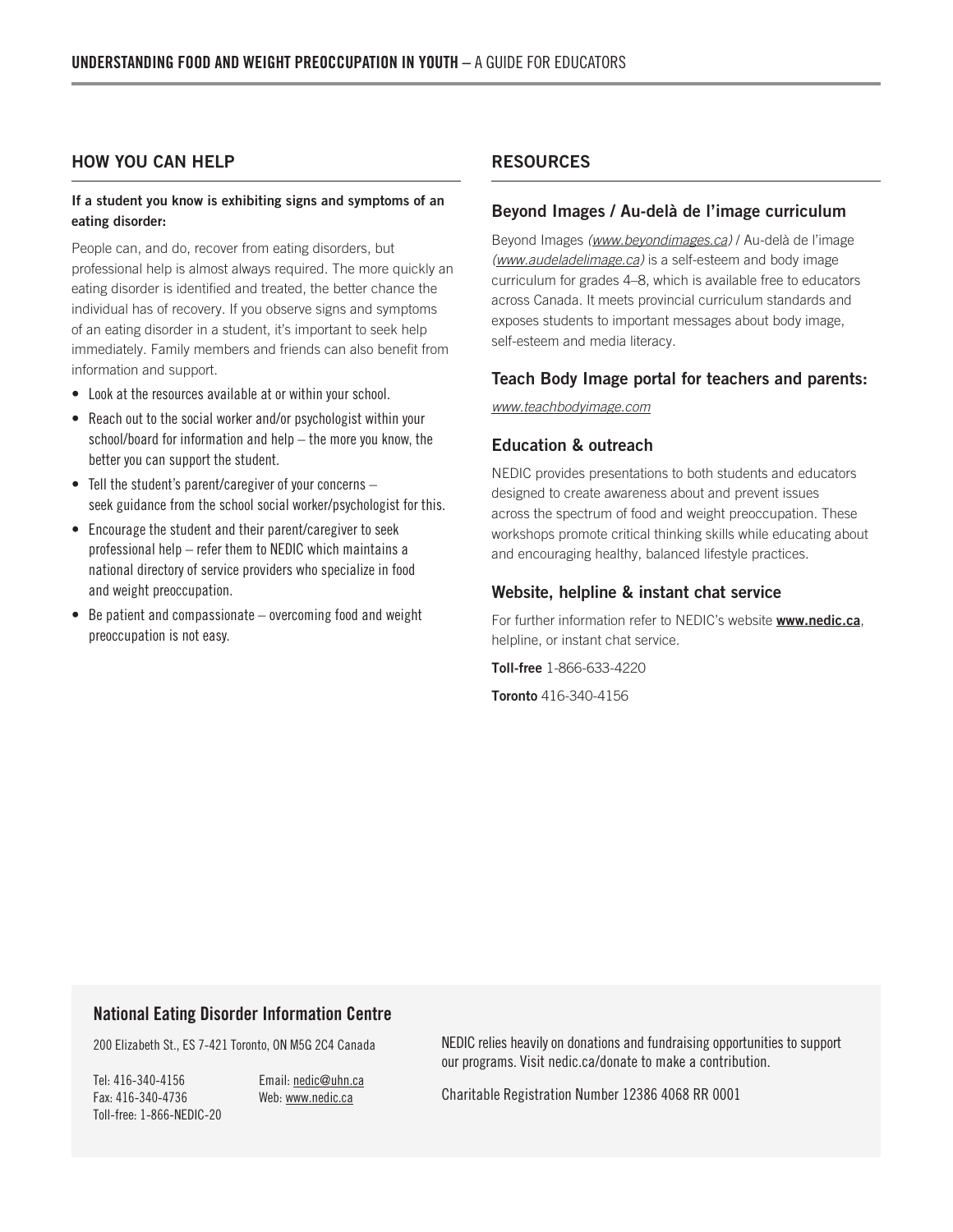## HOW YOU CAN HELP

**If a student you know is exhibiting signs and symptoms of an eating disorder:**

People can, and do, recover from eating disorders, but professional help is almost always required. The more quickly an eating disorder is identified and treated, the better chance the individual has of recovery. If you observe signs and symptoms of an eating disorder in a student, it's important to seek help immediately. Family members and friends can also benefit from information and support.

- Look at the resources available at or within your school.
- Reach out to the social worker and/or psychologist within your school/board for information and help – the more you know, the better you can support the student.
- Tell the student's parent/caregiver of your concerns – seek guidance from the school social worker/psychologist for this.
- Encourage the student and their parent/caregiver to seek professional help – refer them to NEDIC which maintains a national directory of service providers who specialize in food and weight preoccupation.
- Be patient and compassionate – overcoming food and weight preoccupation is not easy.

## RESOURCES

### Beyond Images / Au-delà de l'image curriculum

Beyond Images *(www.beyondimages.ca)* / Au-delà de l'image *(www.audeladelimage.ca)* is a self-esteem and body image curriculum for grades 4–8, which is available free to educators across Canada. It meets provincial curriculum standards and exposes students to important messages about body image, self-esteem and media literacy.

### Teach Body Image portal for teachers and parents:

*www.teachbodyimage.com*

### Education & outreach

NEDIC provides presentations to both students and educators designed to create awareness about and prevent issues across the spectrum of food and weight preoccupation. These workshops promote critical thinking skills while educating about and encouraging healthy, balanced lifestyle practices.

### Website, helpline & instant chat service

For further information refer to NEDIC's website **www.nedic.ca**, helpline, or instant chat service.

**Toll-free** 1-866-633-4220

**Toronto** 416-340-4156

**National Eating Disorder Information Centre**

200 Elizabeth St., ES 7-421 Toronto, ON M5G 2C4 Canada

Tel: 416-340-4156
Fax: 416-340-4736
Toll-free: 1-866-NEDIC-20

Email: nedic@uhn.ca
Web: www.nedic.ca

NEDIC relies heavily on donations and fundraising opportunities to support our programs. Visit nedic.ca/donate to make a contribution.

Charitable Registration Number 12386 4068 RR 0001